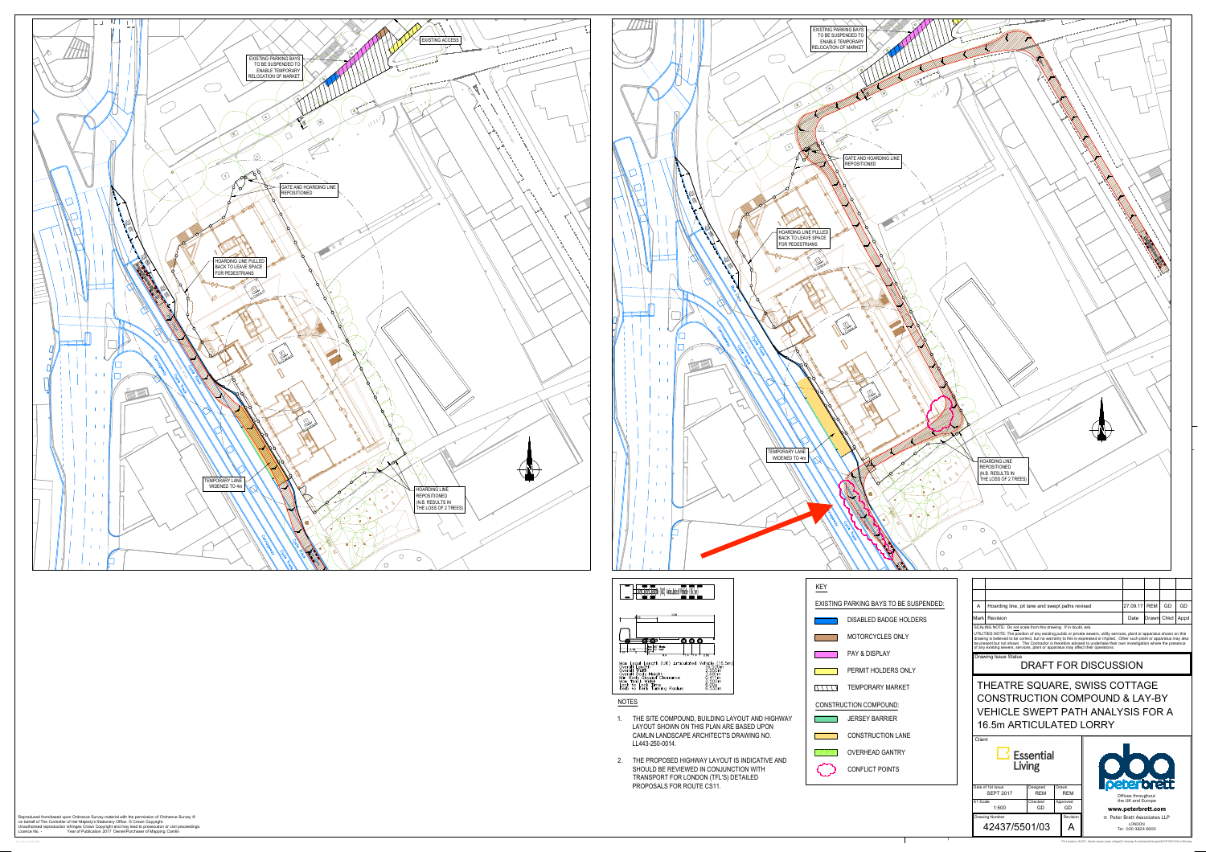EXISTING PARKING BAYS TO BE SUSPENDED TO ENABLE TEMPORARY RELOCATION OF MARKET

EXISTING ACCESS

GATE AND HOARDING LINE REPOSITIONED

HOARDING LINE PULLED BACK TO LEAVE SPACE FOR PEDESTRIANS

TEMPORARY LANE WIDENED TO 4m

HOARDING LINE REPOSITIONED (N.B. RESULTS IN THE LOSS OF 2 TREES)

EXISTING PARKING BAYS TO BE SUSPENDED TO ENABLE TEMPORARY RELOCATION OF MARKET

GATE AND HOARDING LINE REPOSITIONED

HOARDING LINE PULLED BACK TO LEAVE SPACE FOR PEDESTRIANS

TEMPORARY LANE WIDENED TO 4m

HOARDING LINE REPOSITIONED (N.B. RESULTS IN THE LOSS OF 2 TREES)

Max Legal Length (UK) Articulated Vehicle (16.5m)

| | |
|---|---|
| Overall Length | 16.500m |
| Overall Width | 2.550m |
| Overall Body Height | 3.681m |
| Min Body Ground Clearance | 0.411m |
| Max Track Width | 2.500m |
| Lock to Lock Time | 6.00s |
| Kerb to Kerb Turning Radius | 6.530m |

## KEY

EXISTING PARKING BAYS TO BE SUSPENDED:

- DISABLED BADGE HOLDERS
- MOTORCYCLES ONLY
- PAY & DISPLAY
- PERMIT HOLDERS ONLY
- TEMPORARY MARKET

CONSTRUCTION COMPOUND:

- JERSEY BARRIER
- CONSTRUCTION LANE
- OVERHEAD GANTRY
- CONFLICT POINTS

## NOTES

1. THE SITE COMPOUND, BUILDING LAYOUT AND HIGHWAY LAYOUT SHOWN ON THIS PLAN ARE BASED UPON CAMLIN LANDSCAPE ARCHITECT'S DRAWING NO. LL443-250-0014.
2. THE PROPOSED HIGHWAY LAYOUT IS INDICATIVE AND SHOULD BE REVIEWED IN CONJUNCTION WITH TRANSPORT FOR LONDON (TFL'S) DETAILED PROPOSALS FOR ROUTE CS11.

| Mark | Revision | Date | Drawn | Chkd | Appd |
|---|---|---|---|---|---|
| A | Hoarding line, pit lane and swept paths revised | 27.09.17 | REM | GD | GD |

SCALING NOTE: Do not scale from this drawing. If in doubt, ask.

UTILITIES NOTE: The position of any existing public or private sewers, utility services, plant or apparatus shown on this drawing is believed to be correct, but no warranty to this is expressed or implied. Other such plant or apparatus may also be present but not shown. The Contractor is therefore advised to undertake their own investigation where the presence of any existing sewers, services, plant or apparatus may affect their operations.

Drawing Issue Status

## DRAFT FOR DISCUSSION

# THEATRE SQUARE, SWISS COTTAGE CONSTRUCTION COMPOUND & LAY-BY VEHICLE SWEPT PATH ANALYSIS FOR A 16.5m ARTICULATED LORRY

Client

Essential Living

| Date of 1st Issue | Designed | Drawn |
|---|---|---|
| SEPT 2017 | REM | REM |
| A1 Scale | Checked | Approved |
| 1:500 | GD | GD |
| Drawing Number | | Revision |
| 42437/5501/03 | | A |

peterbrett

Offices throughout the UK and Europe

www.peterbrett.com

© Peter Brett Associates LLP

LONDON

Tel: 020 3824 6600

Reproduced from/based upon Ordnance Survey material with the permission of Ordnance Survey ® on behalf of The Controller of Her Majesty's Stationery Office. © Crown Copyright. Unauthorised reproduction infringes Crown Copyright and may lead to prosecution or civil proceedings. Licence No. Year of Publication 2017 Owner/Purchaser of Mapping Camlin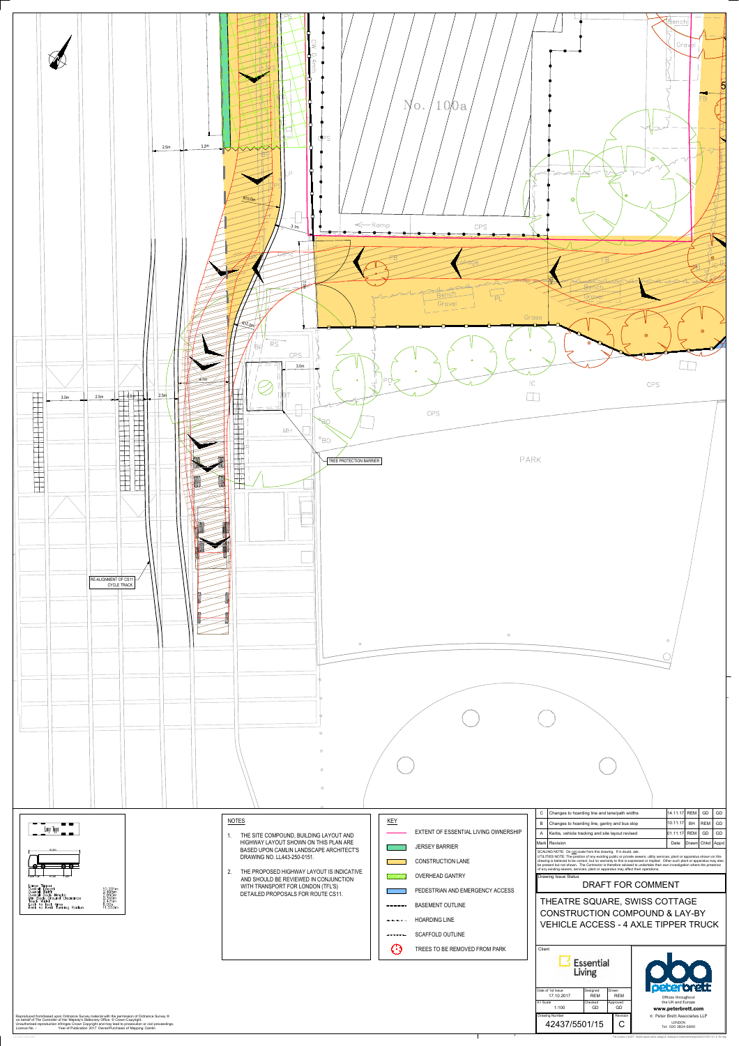## NOTES

1. THE SITE COMPOUND, BUILDING LAYOUT AND HIGHWAY LAYOUT SHOWN ON THIS PLAN ARE BASED UPON CAMLIN LANDSCAPE ARCHITECT'S DRAWING NO. LL443-250-0151.
2. THE PROPOSED HIGHWAY LAYOUT IS INDICATIVE AND SHOULD BE REVIEWED IN CONJUNCTION WITH TRANSPORT FOR LONDON (TFL'S) DETAILED PROPOSALS FOR ROUTE CS11.

## KEY

- EXTENT OF ESSENTIAL LIVING OWNERSHIP
- JERSEY BARRIER
- CONSTRUCTION LANE
- OVERHEAD GANTRY
- PEDESTRIAN AND EMERGENCY ACCESS
- BASEMENT OUTLINE
- HOARDING LINE
- SCAFFOLD OUTLINE
- TREES TO BE REMOVED FROM PARK

Large Tipper
Overall Length 10.220m
Overall Width 2.495m
Overall Body Height 3.250m
Min Body Ground Clearance 0.358m
Track Width 2.470m
Lock to lock time 6.00s
Kerb to Kerb Turning Radius 11.550m

TREE PROTECTION BARRIER

RE-ALIGNMENT OF CS11 CYCLE TRACK

| Mark | Revision | Date | Drawn | Chkd | Appd |
|---|---|---|---|---|---|
| C | Changes to hoarding line and lane/path widths | 14.11.17 | REM | GD | GD |
| B | Changes to hoarding line, gantry and bus stop | 10.11.17 | BH | REM | GD |
| A | Kerbs, vehicle tracking and site layout revised | 01.11.17 | REM | GD | GD |

SCALING NOTE: Do not scale from this drawing. If in doubt, ask.
UTILITIES NOTE: The position of any existing public or private sewers, utility services, plant or apparatus shown on this drawing is believed to be correct, but no warranty to this is expressed or implied. Other such plant or apparatus may also be present but not shown. The Contractor is therefore advised to undertake their own investigation where the presence of any existing sewers, services, plant or apparatus may affect their operations.

Drawing Issue Status

DRAFT FOR COMMENT

# THEATRE SQUARE, SWISS COTTAGE CONSTRUCTION COMPOUND & LAY-BY VEHICLE ACCESS - 4 AXLE TIPPER TRUCK

Client: Essential Living

| Date of 1st Issue | Designed | Drawn |
|---|---|---|
| 17.10.2017 | REM | REM |
| A1 Scale | Checked | Approved |
| 1:100 | GD | GD |

Drawing Number: 42437/5501/15 — Revision: C

peterbrett
Offices throughout the UK and Europe
www.peterbrett.com
© Peter Brett Associates LLP
LONDON
Tel: 020 3824 6600

Reproduced from/based upon Ordnance Survey material with the permission of Ordnance Survey ® on behalf of The Controller of Her Majesty's Stationery Office © Crown Copyright
Unauthorised reproduction infringes Crown Copyright and may lead to prosecution or civil proceedings.
Licence No. - Year of Publication 2017 Owner/Purchaser of Mapping Camlin